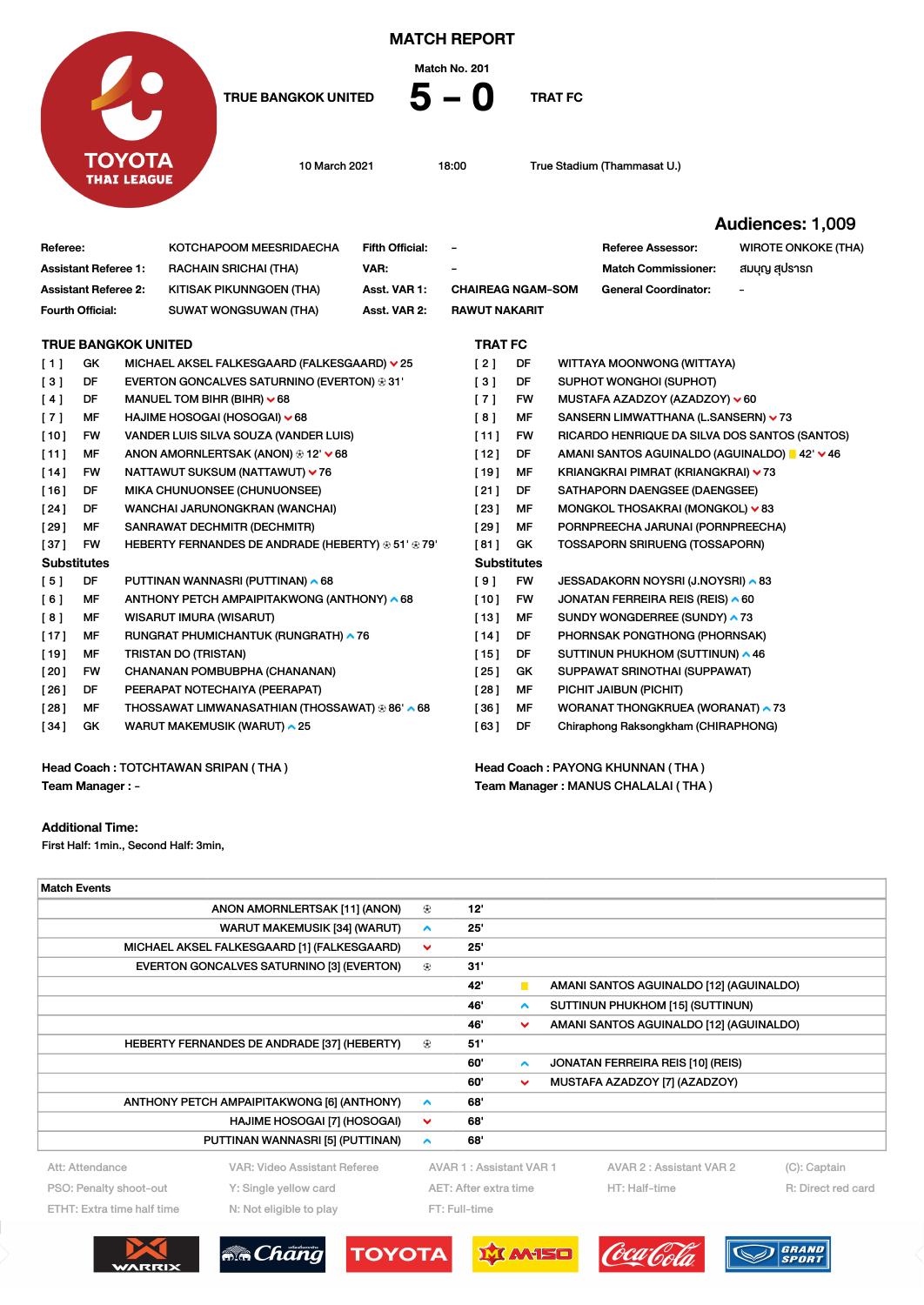# MATCH REPORT

Match No. 201

**TRUE BANGKOK UNITED 5 – 0 TRAT FC**

10 March 2021 | 18:00 | True Stadium (Thammasat U.)

**Audiences: 1,009**

| | | | | | |
|---|---|---|---|---|---|
| **Referee:** | KOTCHAPOOM MEESRIDAECHA | **Fifth Official:** | – | **Referee Assessor:** | WIROTE ONKOKE (THA) |
| **Assistant Referee 1:** | RACHAIN SRICHAI (THA) | **VAR:** | – | **Match Commissioner:** | สมบูญ สุปราธก |
| **Assistant Referee 2:** | KITISAK PIKUNNGOEN (THA) | **Asst. VAR 1:** | CHAIREAG NGAM-SOM | **General Coordinator:** | – |
| **Fourth Official:** | SUWAT WONGSUWAN (THA) | **Asst. VAR 2:** | RAWUT NAKARIT | | |

## TRUE BANGKOK UNITED

| No. | Pos | Player |
|---|---|---|
| [ 1 ] | GK | MICHAEL AKSEL FALKESGAARD (FALKESGAARD) ⌄ 25 |
| [ 3 ] | DF | EVERTON GONCALVES SATURNINO (EVERTON) ⚽ 31' |
| [ 4 ] | DF | MANUEL TOM BIHR (BIHR) ⌄ 68 |
| [ 7 ] | MF | HAJIME HOSOGAI (HOSOGAI) ⌄ 68 |
| [ 10 ] | FW | VANDER LUIS SILVA SOUZA (VANDER LUIS) |
| [ 11 ] | MF | ANON AMORNLERTSAK (ANON) ⚽ 12' ⌄ 68 |
| [ 14 ] | FW | NATTAWUT SUKSUM (NATTAWUT) ⌄ 76 |
| [ 16 ] | DF | MIKA CHUNUONSEE (CHUNUONSEE) |
| [ 24 ] | DF | WANCHAI JARUNONGKRAN (WANCHAI) |
| [ 29 ] | MF | SANRAWAT DECHMITR (DECHMITR) |
| [ 37 ] | FW | HEBERTY FERNANDES DE ANDRADE (HEBERTY) ⚽ 51' ⚽ 79' |

**Substitutes**

| No. | Pos | Player |
|---|---|---|
| [ 5 ] | DF | PUTTINAN WANNASRI (PUTTINAN) ⌃ 68 |
| [ 6 ] | MF | ANTHONY PETCH AMPAIPITAKWONG (ANTHONY) ⌃ 68 |
| [ 8 ] | MF | WISARUT IMURA (WISARUT) |
| [ 17 ] | MF | RUNGRAT PHUMICHANTUK (RUNGRATH) ⌃ 76 |
| [ 19 ] | MF | TRISTAN DO (TRISTAN) |
| [ 20 ] | FW | CHANANAN POMBUBPHA (CHANANAN) |
| [ 26 ] | DF | PEERAPAT NOTECHAIYA (PEERAPAT) |
| [ 28 ] | MF | THOSSAWAT LIMWANASATHIAN (THOSSAWAT) ⚽ 86' ⌃ 68 |
| [ 34 ] | GK | WARUT MAKEMUSIK (WARUT) ⌃ 25 |

Head Coach : TOTCHTAWAN SRIPAN ( THA )

Team Manager : –

## TRAT FC

| No. | Pos | Player |
|---|---|---|
| [ 2 ] | DF | WITTAYA MOONWONG (WITTAYA) |
| [ 3 ] | DF | SUPHOT WONGHOI (SUPHOT) |
| [ 7 ] | FW | MUSTAFA AZADZOY (AZADZOY) ⌄ 60 |
| [ 8 ] | MF | SANSERN LIMWATTHANA (L.SANSERN) ⌄ 73 |
| [ 11 ] | FW | RICARDO HENRIQUE DA SILVA DOS SANTOS (SANTOS) |
| [ 12 ] | DF | AMANI SANTOS AGUINALDO (AGUINALDO) 🟨 42' ⌄ 46 |
| [ 19 ] | MF | KRIANGKRAI PIMRAT (KRIANGKRAI) ⌄ 73 |
| [ 21 ] | DF | SATHAPORN DAENGSEE (DAENGSEE) |
| [ 23 ] | MF | MONGKOL THOSAKRAI (MONGKOL) ⌄ 83 |
| [ 29 ] | MF | PORNPREECHA JARUNAI (PORNPREECHA) |
| [ 81 ] | GK | TOSSAPORN SRIRUENG (TOSSAPORN) |

**Substitutes**

| No. | Pos | Player |
|---|---|---|
| [ 9 ] | FW | JESSADAKORN NOYSRI (J.NOYSRI) ⌃ 83 |
| [ 10 ] | FW | JONATAN FERREIRA REIS (REIS) ⌃ 60 |
| [ 13 ] | MF | SUNDY WONGDERREE (SUNDY) ⌃ 73 |
| [ 14 ] | DF | PHORNSAK PONGTHONG (PHORNSAK) |
| [ 15 ] | DF | SUTTINUN PHUKHOM (SUTTINUN) ⌃ 46 |
| [ 25 ] | GK | SUPPAWAT SRINOTHAI (SUPPAWAT) |
| [ 28 ] | MF | PICHIT JAIBUN (PICHIT) |
| [ 36 ] | MF | WORANAT THONGKRUEA (WORANAT) ⌃ 73 |
| [ 63 ] | DF | Chiraphong Raksongkham (CHIRAPHONG) |

Head Coach : PAYONG KHUNNAN ( THA )

Team Manager : MANUS CHALALAI ( THA )

## Additional Time:

First Half: 1min., Second Half: 3min,

## Match Events

| True Bangkok United | | Minute | | Trat FC |
|---|---|---|---|---|
| ANON AMORNLERTSAK [11] (ANON) | ⚽ | 12' | | |
| WARUT MAKEMUSIK [34] (WARUT) | ⌃ | 25' | | |
| MICHAEL AKSEL FALKESGAARD [1] (FALKESGAARD) | ⌄ | 25' | | |
| EVERTON GONCALVES SATURNINO [3] (EVERTON) | ⚽ | 31' | | |
| | | 42' | 🟨 | AMANI SANTOS AGUINALDO [12] (AGUINALDO) |
| | | 46' | ⌃ | SUTTINUN PHUKHOM [15] (SUTTINUN) |
| | | 46' | ⌄ | AMANI SANTOS AGUINALDO [12] (AGUINALDO) |
| HEBERTY FERNANDES DE ANDRADE [37] (HEBERTY) | ⚽ | 51' | | |
| | | 60' | ⌃ | JONATAN FERREIRA REIS [10] (REIS) |
| | | 60' | ⌄ | MUSTAFA AZADZOY [7] (AZADZOY) |
| ANTHONY PETCH AMPAIPITAKWONG [6] (ANTHONY) | ⌃ | 68' | | |
| HAJIME HOSOGAI [7] (HOSOGAI) | ⌄ | 68' | | |
| PUTTINAN WANNASRI [5] (PUTTINAN) | ⌃ | 68' | | |

Att: Attendance | VAR: Video Assistant Referee | AVAR 1 : Assistant VAR 1 | AVAR 2 : Assistant VAR 2 | (C): Captain
PSO: Penalty shoot-out | Y: Single yellow card | AET: After extra time | HT: Half-time | R: Direct red card
ETHT: Extra time half time | N: Not eligible to play | FT: Full-time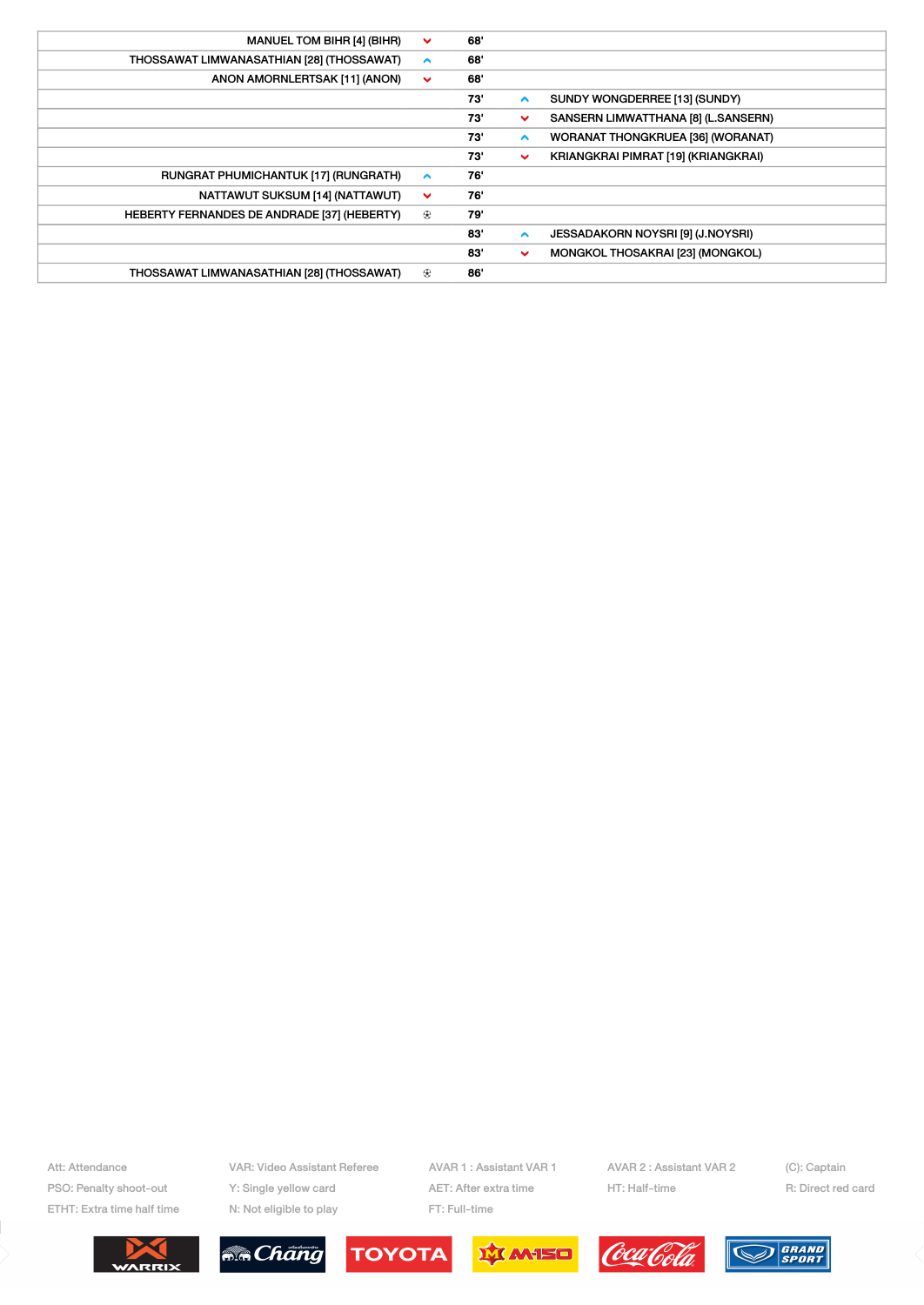| | | | | |
|---|---|---|---|---|
| MANUEL TOM BIHR [4] (BIHR) | ⌄ | 68' | | |
| THOSSAWAT LIMWANASATHIAN [28] (THOSSAWAT) | ⌃ | 68' | | |
| ANON AMORNLERTSAK [11] (ANON) | ⌄ | 68' | | |
| | | 73' | ⌃ | SUNDY WONGDERREE [13] (SUNDY) |
| | | 73' | ⌄ | SANSERN LIMWATTHANA [8] (L.SANSERN) |
| | | 73' | ⌃ | WORANAT THONGKRUEA [36] (WORANAT) |
| | | 73' | ⌄ | KRIANGKRAI PIMRAT [19] (KRIANGKRAI) |
| RUNGRAT PHUMICHANTUK [17] (RUNGRATH) | ⌃ | 76' | | |
| NATTAWUT SUKSUM [14] (NATTAWUT) | ⌄ | 76' | | |
| HEBERTY FERNANDES DE ANDRADE [37] (HEBERTY) | ⚽ | 79' | | |
| | | 83' | ⌃ | JESSADAKORN NOYSRI [9] (J.NOYSRI) |
| | | 83' | ⌄ | MONGKOL THOSAKRAI [23] (MONGKOL) |
| THOSSAWAT LIMWANASATHIAN [28] (THOSSAWAT) | ⚽ | 86' | | |

Att: Attendance
PSO: Penalty shoot-out
ETHT: Extra time half time
VAR: Video Assistant Referee
Y: Single yellow card
N: Not eligible to play
AVAR 1 : Assistant VAR 1
AET: After extra time
FT: Full-time
AVAR 2 : Assistant VAR 2
HT: Half-time
(C): Captain
R: Direct red card

WARRIX | Chang | TOYOTA | M-150 | Coca-Cola | GRAND SPORT